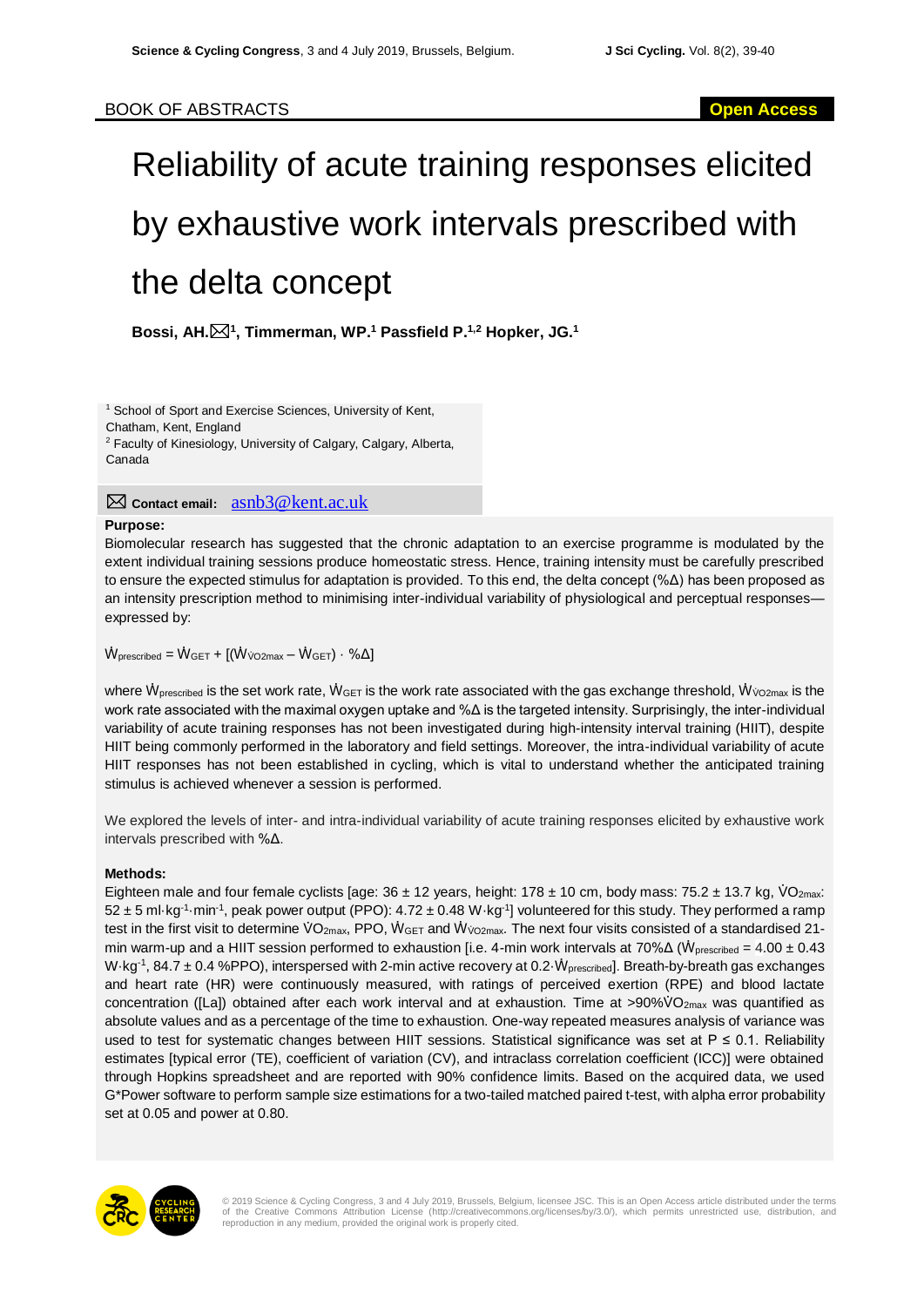BOOK OF ABSTRACTS

Open Access

# Reliability of acute training responses elicited by exhaustive work intervals prescribed with the delta concept

**Bossi, AH.[1], Timmerman, WP.[1] Passfield P.[1,2] Hopker, JG.[1]**

[1] School of Sport and Exercise Sciences, University of Kent, Chatham, Kent, England
[2] Faculty of Kinesiology, University of Calgary, Calgary, Alberta, Canada

**Contact email:** asnb3@kent.ac.uk

### Purpose:

Biomolecular research has suggested that the chronic adaptation to an exercise programme is modulated by the extent individual training sessions produce homeostatic stress. Hence, training intensity must be carefully prescribed to ensure the expected stimulus for adaptation is provided. To this end, the delta concept (%Δ) has been proposed as an intensity prescription method to minimising inter-individual variability of physiological and perceptual responses—expressed by:

$$\dot{W}_{prescribed} = \dot{W}_{GET} + [(\dot{W}_{\dot{V}O2max} - \dot{W}_{GET}) \cdot \%\Delta]$$

where $\dot{W}_{prescribed}$ is the set work rate, $\dot{W}_{GET}$ is the work rate associated with the gas exchange threshold, $\dot{W}_{\dot{V}O2max}$ is the work rate associated with the maximal oxygen uptake and %Δ is the targeted intensity. Surprisingly, the inter-individual variability of acute training responses has not been investigated during high-intensity interval training (HIIT), despite HIIT being commonly performed in the laboratory and field settings. Moreover, the intra-individual variability of acute HIIT responses has not been established in cycling, which is vital to understand whether the anticipated training stimulus is achieved whenever a session is performed.

We explored the levels of inter- and intra-individual variability of acute training responses elicited by exhaustive work intervals prescribed with %Δ.

### Methods:

Eighteen male and four female cyclists [age: 36 ± 12 years, height: 178 ± 10 cm, body mass: 75.2 ± 13.7 kg, $\dot{V}O_{2max}$: 52 ± 5 ml·kg$^{-1}$·min$^{-1}$, peak power output (PPO): 4.72 ± 0.48 W·kg$^{-1}$] volunteered for this study. They performed a ramp test in the first visit to determine $\dot{V}O_{2max}$, PPO, $\dot{W}_{GET}$ and $\dot{W}_{\dot{V}O2max}$. The next four visits consisted of a standardised 21-min warm-up and a HIIT session performed to exhaustion [i.e. 4-min work intervals at 70%Δ ($\dot{W}_{prescribed}$ = 4.00 ± 0.43 W·kg$^{-1}$, 84.7 ± 0.4 %PPO), interspersed with 2-min active recovery at 0.2·$\dot{W}_{prescribed}$]. Breath-by-breath gas exchanges and heart rate (HR) were continuously measured, with ratings of perceived exertion (RPE) and blood lactate concentration ([La]) obtained after each work interval and at exhaustion. Time at >90%$\dot{V}O_{2max}$ was quantified as absolute values and as a percentage of the time to exhaustion. One-way repeated measures analysis of variance was used to test for systematic changes between HIIT sessions. Statistical significance was set at $P \leq 0.1$. Reliability estimates [typical error (TE), coefficient of variation (CV), and intraclass correlation coefficient (ICC)] were obtained through Hopkins spreadsheet and are reported with 90% confidence limits. Based on the acquired data, we used G*Power software to perform sample size estimations for a two-tailed matched paired t-test, with alpha error probability set at 0.05 and power at 0.80.

© 2019 Science & Cycling Congress, 3 and 4 July 2019, Brussels, Belgium, licensee JSC. This is an Open Access article distributed under the terms of the Creative Commons Attribution License (http://creativecommons.org/licenses/by/3.0/), which permits unrestricted use, distribution, and reproduction in any medium, provided the original work is properly cited.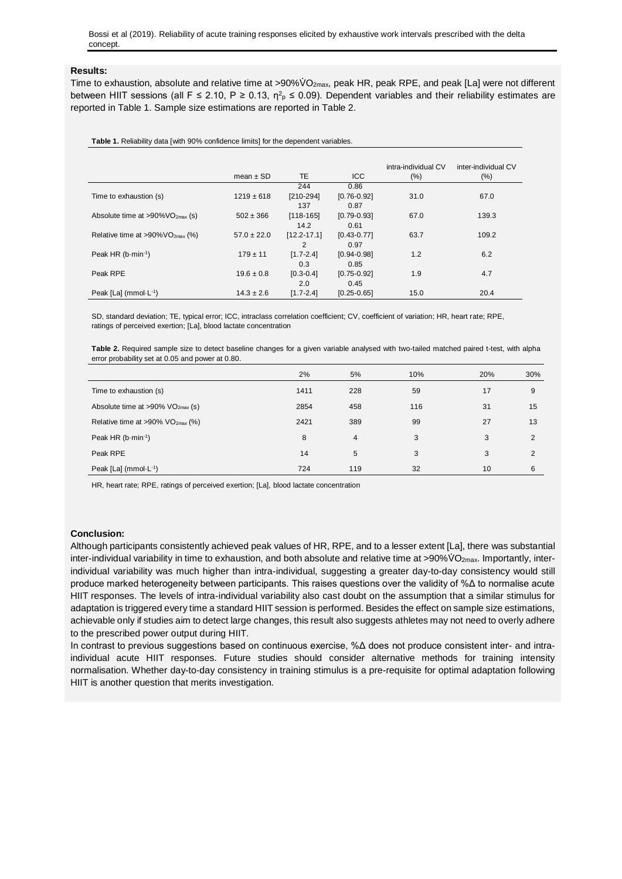**Results:**

Time to exhaustion, absolute and relative time at >90%$\dot{V}O_{2max}$, peak HR, peak RPE, and peak [La] were not different between HIIT sessions (all $F \leq 2.10$, $P \geq 0.13$, $\eta^2_p \leq 0.09$). Dependent variables and their reliability estimates are reported in Table 1. Sample size estimations are reported in Table 2.

**Table 1.** Reliability data [with 90% confidence limits] for the dependent variables.

| | mean ± SD | TE | ICC | intra-individual CV (%) | inter-individual CV (%) |
|---|---|---|---|---|---|
| Time to exhaustion (s) | 1219 ± 618 | 244 [210-294] | 0.86 [0.76-0.92] | 31.0 | 67.0 |
| Absolute time at >90%$VO_{2max}$ (s) | 502 ± 366 | 137 [118-165] | 0.87 [0.79-0.93] | 67.0 | 139.3 |
| Relative time at >90%$VO_{2max}$ (%) | 57.0 ± 22.0 | 14.2 [12.2-17.1] | 0.61 [0.43-0.77] | 63.7 | 109.2 |
| Peak HR ($b \cdot min^{-1}$) | 179 ± 11 | 2 [1.7-2.4] | 0.97 [0.94-0.98] | 1.2 | 6.2 |
| Peak RPE | 19.6 ± 0.8 | 0.3 [0.3-0.4] | 0.85 [0.75-0.92] | 1.9 | 4.7 |
| Peak [La] ($mmol \cdot L^{-1}$) | 14.3 ± 2.6 | 2.0 [1.7-2.4] | 0.45 [0.25-0.65] | 15.0 | 20.4 |

SD, standard deviation; TE, typical error; ICC, intraclass correlation coefficient; CV, coefficient of variation; HR, heart rate; RPE, ratings of perceived exertion; [La], blood lactate concentration

**Table 2.** Required sample size to detect baseline changes for a given variable analysed with two-tailed matched paired t-test, with alpha error probability set at 0.05 and power at 0.80.

| | 2% | 5% | 10% | 20% | 30% |
|---|---|---|---|---|---|
| Time to exhaustion (s) | 1411 | 228 | 59 | 17 | 9 |
| Absolute time at >90% $VO_{2max}$ (s) | 2854 | 458 | 116 | 31 | 15 |
| Relative time at >90% $VO_{2max}$ (%) | 2421 | 389 | 99 | 27 | 13 |
| Peak HR ($b \cdot min^{-1}$) | 8 | 4 | 3 | 3 | 2 |
| Peak RPE | 14 | 5 | 3 | 3 | 2 |
| Peak [La] ($mmol \cdot L^{-1}$) | 724 | 119 | 32 | 10 | 6 |

HR, heart rate; RPE, ratings of perceived exertion; [La], blood lactate concentration

**Conclusion:**

Although participants consistently achieved peak values of HR, RPE, and to a lesser extent [La], there was substantial inter-individual variability in time to exhaustion, and both absolute and relative time at >90%$\dot{V}O_{2max}$. Importantly, inter-individual variability was much higher than intra-individual, suggesting a greater day-to-day consistency would still produce marked heterogeneity between participants. This raises questions over the validity of %Δ to normalise acute HIIT responses. The levels of intra-individual variability also cast doubt on the assumption that a similar stimulus for adaptation is triggered every time a standard HIIT session is performed. Besides the effect on sample size estimations, achievable only if studies aim to detect large changes, this result also suggests athletes may not need to overly adhere to the prescribed power output during HIIT.

In contrast to previous suggestions based on continuous exercise, %Δ does not produce consistent inter- and intra-individual acute HIIT responses. Future studies should consider alternative methods for training intensity normalisation. Whether day-to-day consistency in training stimulus is a pre-requisite for optimal adaptation following HIIT is another question that merits investigation.